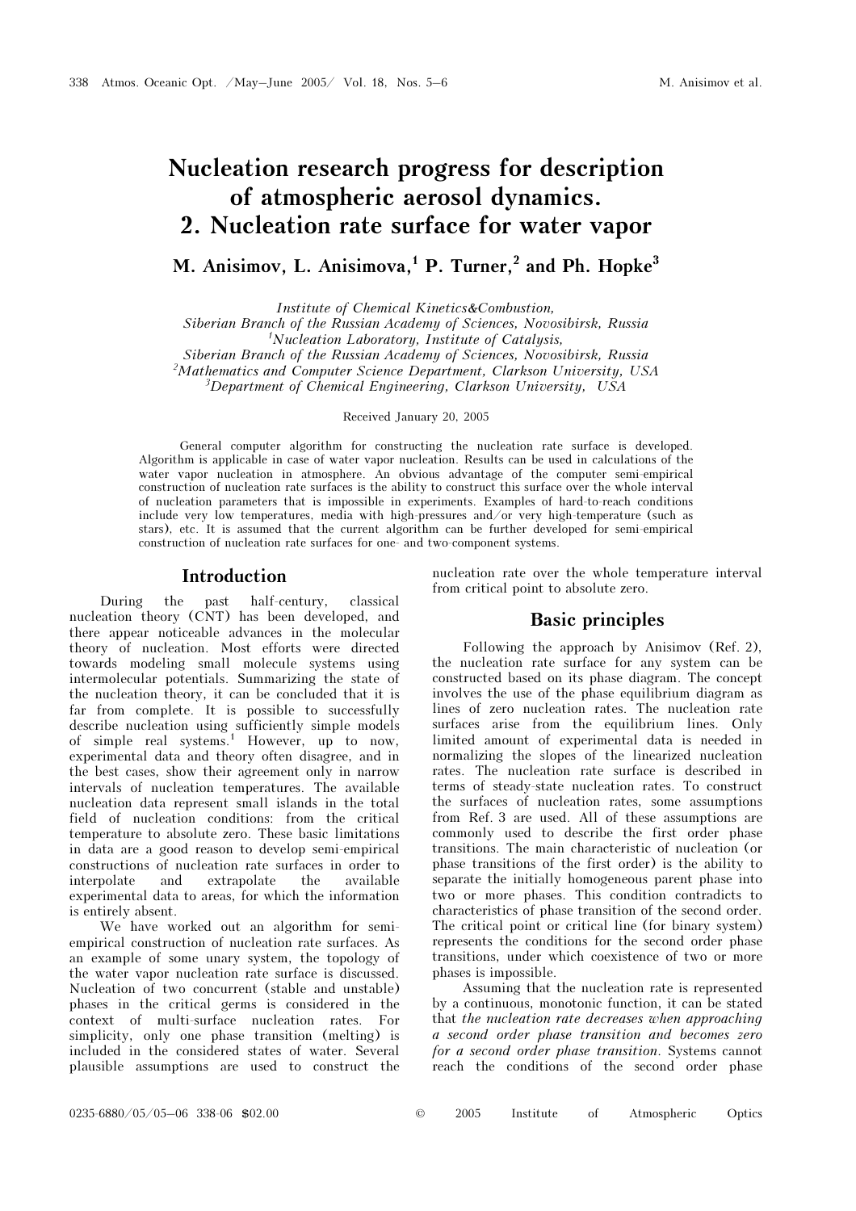# Nucleation research progress for description of atmospheric aerosol dynamics. 2. Nucleation rate surface for water vapor

**M. Anisimov, L. Anisimova,[1] P. Turner,[2] and Ph. Hopke[3]**

*Institute of Chemical Kinetics&Combustion, Siberian Branch of the Russian Academy of Sciences, Novosibirsk, Russia*
*[1]Nucleation Laboratory, Institute of Catalysis, Siberian Branch of the Russian Academy of Sciences, Novosibirsk, Russia*
*[2]Mathematics and Computer Science Department, Clarkson University, USA*
*[3]Department of Chemical Engineering, Clarkson University, USA*

Received January 20, 2005

General computer algorithm for constructing the nucleation rate surface is developed. Algorithm is applicable in case of water vapor nucleation. Results can be used in calculations of the water vapor nucleation in atmosphere. An obvious advantage of the computer semi-empirical construction of nucleation rate surfaces is the ability to construct this surface over the whole interval of nucleation parameters that is impossible in experiments. Examples of hard-to-reach conditions include very low temperatures, media with high-pressures and/or very high-temperature (such as stars), etc. It is assumed that the current algorithm can be further developed for semi-empirical construction of nucleation rate surfaces for one- and two-component systems.

## Introduction

During the past half-century, classical nucleation theory (CNT) has been developed, and there appear noticeable advances in the molecular theory of nucleation. Most efforts were directed towards modeling small molecule systems using intermolecular potentials. Summarizing the state of the nucleation theory, it can be concluded that it is far from complete. It is possible to successfully describe nucleation using sufficiently simple models of simple real systems.[1] However, up to now, experimental data and theory often disagree, and in the best cases, show their agreement only in narrow intervals of nucleation temperatures. The available nucleation data represent small islands in the total field of nucleation conditions: from the critical temperature to absolute zero. These basic limitations in data are a good reason to develop semi-empirical constructions of nucleation rate surfaces in order to interpolate and extrapolate the available experimental data to areas, for which the information is entirely absent.

We have worked out an algorithm for semi-empirical construction of nucleation rate surfaces. As an example of some unary system, the topology of the water vapor nucleation rate surface is discussed. Nucleation of two concurrent (stable and unstable) phases in the critical germs is considered in the context of multi-surface nucleation rates. For simplicity, only one phase transition (melting) is included in the considered states of water. Several plausible assumptions are used to construct the nucleation rate over the whole temperature interval from critical point to absolute zero.

## Basic principles

Following the approach by Anisimov (Ref. 2), the nucleation rate surface for any system can be constructed based on its phase diagram. The concept involves the use of the phase equilibrium diagram as lines of zero nucleation rates. The nucleation rate surfaces arise from the equilibrium lines. Only limited amount of experimental data is needed in normalizing the slopes of the linearized nucleation rates. The nucleation rate surface is described in terms of steady-state nucleation rates. To construct the surfaces of nucleation rates, some assumptions from Ref. 3 are used. All of these assumptions are commonly used to describe the first order phase transitions. The main characteristic of nucleation (or phase transitions of the first order) is the ability to separate the initially homogeneous parent phase into two or more phases. This condition contradicts to characteristics of phase transition of the second order. The critical point or critical line (for binary system) represents the conditions for the second order phase transitions, under which coexistence of two or more phases is impossible.

Assuming that the nucleation rate is represented by a continuous, monotonic function, it can be stated that *the nucleation rate decreases when approaching a second order phase transition and becomes zero for a second order phase transition*. Systems cannot reach the conditions of the second order phase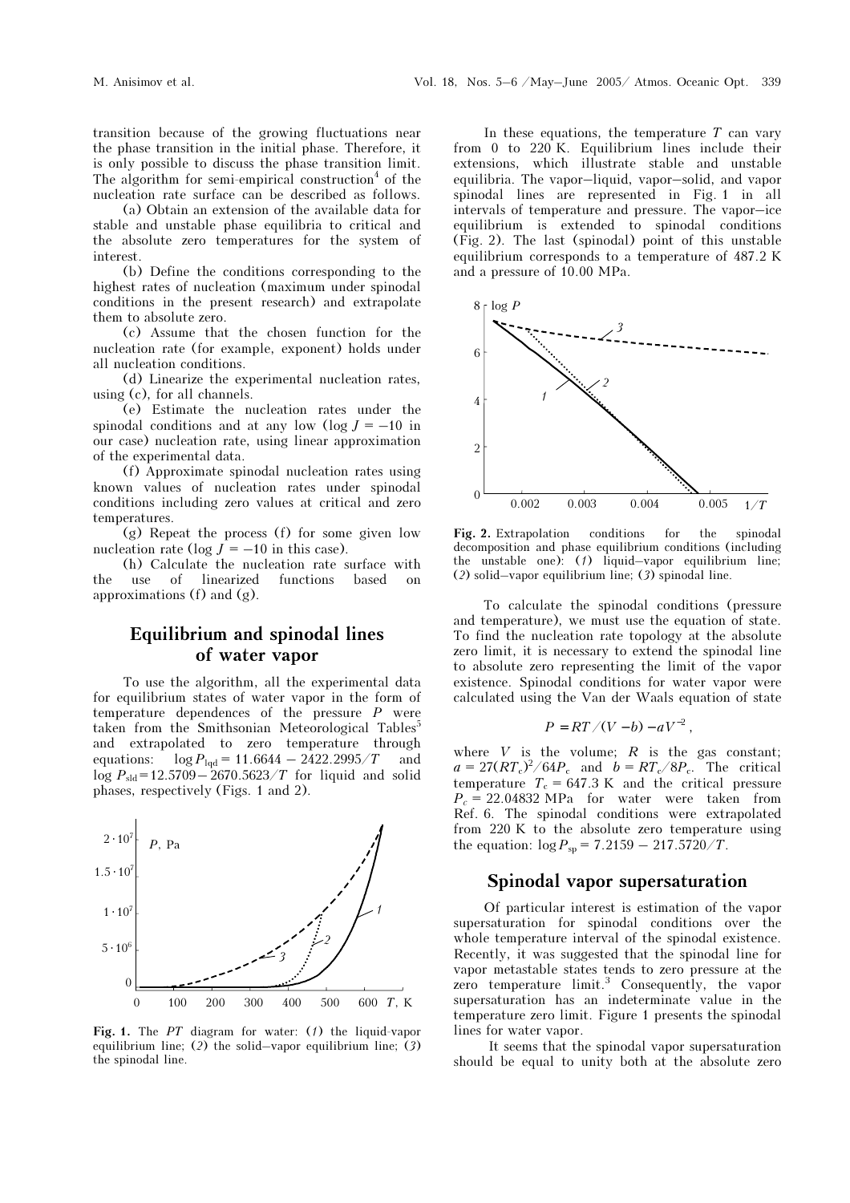transition because of the growing fluctuations near the phase transition in the initial phase. Therefore, it is only possible to discuss the phase transition limit. The algorithm for semi-empirical construction[4] of the nucleation rate surface can be described as follows.

(a) Obtain an extension of the available data for stable and unstable phase equilibria to critical and the absolute zero temperatures for the system of interest.

(b) Define the conditions corresponding to the highest rates of nucleation (maximum under spinodal conditions in the present research) and extrapolate them to absolute zero.

(c) Assume that the chosen function for the nucleation rate (for example, exponent) holds under all nucleation conditions.

(d) Linearize the experimental nucleation rates, using (c), for all channels.

(e) Estimate the nucleation rates under the spinodal conditions and at any low ($\log J = -10$ in our case) nucleation rate, using linear approximation of the experimental data.

(f) Approximate spinodal nucleation rates using known values of nucleation rates under spinodal conditions including zero values at critical and zero temperatures.

(g) Repeat the process (f) for some given low nucleation rate ($\log J = -10$ in this case).

(h) Calculate the nucleation rate surface with the use of linearized functions based on approximations (f) and (g).

## Equilibrium and spinodal lines of water vapor

To use the algorithm, all the experimental data for equilibrium states of water vapor in the form of temperature dependences of the pressure $P$ were taken from the Smithsonian Meteorological Tables[5] and extrapolated to zero temperature through equations: $\log P_{\text{lqd}} = 11.6644 - 2422.2995/T$ and $\log P_{\text{sld}} = 12.5709 - 2670.5623/T$ for liquid and solid phases, respectively (Figs. 1 and 2).

**Fig. 1.** The $PT$ diagram for water: (1) the liquid-vapor equilibrium line; (2) the solid–vapor equilibrium line; (3) the spinodal line.

In these equations, the temperature $T$ can vary from 0 to 220 K. Equilibrium lines include their extensions, which illustrate stable and unstable equilibria. The vapor–liquid, vapor–solid, and vapor spinodal lines are represented in Fig. 1 in all intervals of temperature and pressure. The vapor–ice equilibrium is extended to spinodal conditions (Fig. 2). The last (spinodal) point of this unstable equilibrium corresponds to a temperature of 487.2 K and a pressure of 10.00 MPa.

**Fig. 2.** Extrapolation conditions for the spinodal decomposition and phase equilibrium conditions (including the unstable one): (1) liquid–vapor equilibrium line; (2) solid–vapor equilibrium line; (3) spinodal line.

To calculate the spinodal conditions (pressure and temperature), we must use the equation of state. To find the nucleation rate topology at the absolute zero limit, it is necessary to extend the spinodal line to absolute zero representing the limit of the vapor existence. Spinodal conditions for water vapor were calculated using the Van der Waals equation of state

$$P = RT/(V - b) - aV^{-2},$$

where $V$ is the volume; $R$ is the gas constant; $a = 27(RT_c)^2/64P_c$ and $b = RT_c/8P_c$. The critical temperature $T_c = 647.3$ K and the critical pressure $P_c = 22.04832$ MPa for water were taken from Ref. 6. The spinodal conditions were extrapolated from 220 K to the absolute zero temperature using the equation: $\log P_{\text{sp}} = 7.2159 - 217.5720/T$.

## Spinodal vapor supersaturation

Of particular interest is estimation of the vapor supersaturation for spinodal conditions over the whole temperature interval of the spinodal existence. Recently, it was suggested that the spinodal line for vapor metastable states tends to zero pressure at the zero temperature limit.[3] Consequently, the vapor supersaturation has an indeterminate value in the temperature zero limit. Figure 1 presents the spinodal lines for water vapor.

It seems that the spinodal vapor supersaturation should be equal to unity both at the absolute zero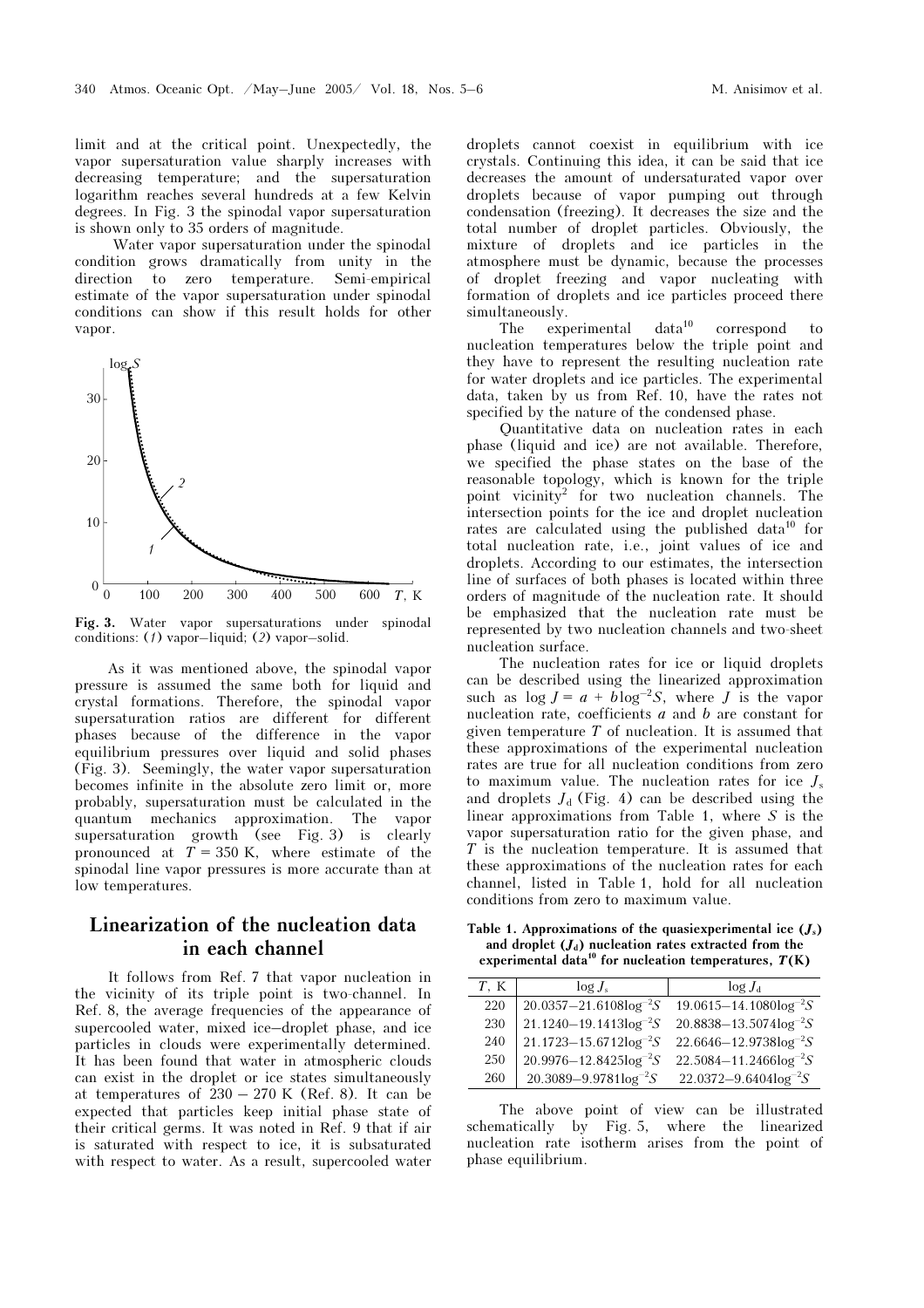limit and at the critical point. Unexpectedly, the vapor supersaturation value sharply increases with decreasing temperature; and the supersaturation logarithm reaches several hundreds at a few Kelvin degrees. In Fig. 3 the spinodal vapor supersaturation is shown only to 35 orders of magnitude.

Water vapor supersaturation under the spinodal condition grows dramatically from unity in the direction to zero temperature. Semi-empirical estimate of the vapor supersaturation under spinodal conditions can show if this result holds for other vapor.

**Fig. 3.** Water vapor supersaturations under spinodal conditions: (*1*) vapor–liquid; (*2*) vapor–solid.

As it was mentioned above, the spinodal vapor pressure is assumed the same both for liquid and crystal formations. Therefore, the spinodal vapor supersaturation ratios are different for different phases because of the difference in the vapor equilibrium pressures over liquid and solid phases (Fig. 3). Seemingly, the water vapor supersaturation becomes infinite in the absolute zero limit or, more probably, supersaturation must be calculated in the quantum mechanics approximation. The vapor supersaturation growth (see Fig. 3) is clearly pronounced at $T = 350$ K, where estimate of the spinodal line vapor pressures is more accurate than at low temperatures.

## Linearization of the nucleation data in each channel

It follows from Ref. 7 that vapor nucleation in the vicinity of its triple point is two-channel. In Ref. 8, the average frequencies of the appearance of supercooled water, mixed ice–droplet phase, and ice particles in clouds were experimentally determined. It has been found that water in atmospheric clouds can exist in the droplet or ice states simultaneously at temperatures of 230 – 270 K (Ref. 8). It can be expected that particles keep initial phase state of their critical germs. It was noted in Ref. 9 that if air is saturated with respect to ice, it is subsaturated with respect to water. As a result, supercooled water droplets cannot coexist in equilibrium with ice crystals. Continuing this idea, it can be said that ice decreases the amount of undersaturated vapor over droplets because of vapor pumping out through condensation (freezing). It decreases the size and the total number of droplet particles. Obviously, the mixture of droplets and ice particles in the atmosphere must be dynamic, because the processes of droplet freezing and vapor nucleating with formation of droplets and ice particles proceed there simultaneously.

The experimental data[10] correspond to nucleation temperatures below the triple point and they have to represent the resulting nucleation rate for water droplets and ice particles. The experimental data, taken by us from Ref. 10, have the rates not specified by the nature of the condensed phase.

Quantitative data on nucleation rates in each phase (liquid and ice) are not available. Therefore, we specified the phase states on the base of the reasonable topology, which is known for the triple point vicinity[2] for two nucleation channels. The intersection points for the ice and droplet nucleation rates are calculated using the published data[10] for total nucleation rate, i.e., joint values of ice and droplets. According to our estimates, the intersection line of surfaces of both phases is located within three orders of magnitude of the nucleation rate. It should be emphasized that the nucleation rate must be represented by two nucleation channels and two-sheet nucleation surface.

The nucleation rates for ice or liquid droplets can be described using the linearized approximation such as $\log J = a + b\log^{-2}S$, where $J$ is the vapor nucleation rate, coefficients $a$ and $b$ are constant for given temperature $T$ of nucleation. It is assumed that these approximations of the experimental nucleation rates are true for all nucleation conditions from zero to maximum value. The nucleation rates for ice $J_s$ and droplets $J_d$ (Fig. 4) can be described using the linear approximations from Table 1, where $S$ is the vapor supersaturation ratio for the given phase, and $T$ is the nucleation temperature. It is assumed that these approximations of the nucleation rates for each channel, listed in Table 1, hold for all nucleation conditions from zero to maximum value.

**Table 1. Approximations of the quasiexperimental ice ($J_s$) and droplet ($J_d$) nucleation rates extracted from the experimental data[10] for nucleation temperatures, $T$(K)**

| $T$, K | $\log J_s$ | $\log J_d$ |
|---|---|---|
| 220 | $20.0357-21.6108\log^{-2}S$ | $19.0615-14.1080\log^{-2}S$ |
| 230 | $21.1240-19.1413\log^{-2}S$ | $20.8838-13.5074\log^{-2}S$ |
| 240 | $21.1723-15.6712\log^{-2}S$ | $22.6646-12.9738\log^{-2}S$ |
| 250 | $20.9976-12.8425\log^{-2}S$ | $22.5084-11.2466\log^{-2}S$ |
| 260 | $20.3089-9.9781\log^{-2}S$ | $22.0372-9.6404\log^{-2}S$ |

The above point of view can be illustrated schematically by Fig. 5, where the linearized nucleation rate isotherm arises from the point of phase equilibrium.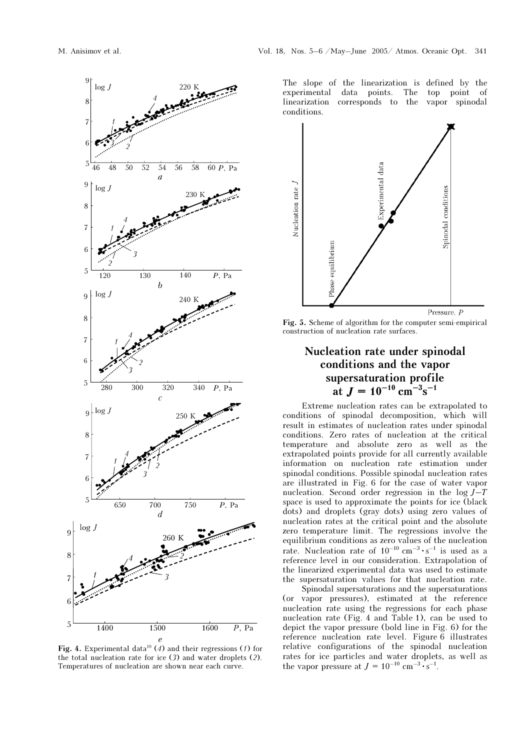**Fig. 4.** Experimental data[10] (*4*) and their regressions (*1*) for the total nucleation rate for ice (*3*) and water droplets (*2*). Temperatures of nucleation are shown near each curve.

The slope of the linearization is defined by the experimental data points. The top point of linearization corresponds to the vapor spinodal conditions.

**Fig. 5.** Scheme of algorithm for the computer semi-empirical construction of nucleation rate surfaces.

## Nucleation rate under spinodal conditions and the vapor supersaturation profile at $J = 10^{-10}$ cm$^{-3}$s$^{-1}$

Extreme nucleation rates can be extrapolated to conditions of spinodal decomposition, which will result in estimates of nucleation rates under spinodal conditions. Zero rates of nucleation at the critical temperature and absolute zero as well as the extrapolated points provide for all currently available information on nucleation rate estimation under spinodal conditions. Possible spinodal nucleation rates are illustrated in Fig. 6 for the case of water vapor nucleation. Second order regression in the $\log J$–$T$ space is used to approximate the points for ice (black dots) and droplets (gray dots) using zero values of nucleation rates at the critical point and the absolute zero temperature limit. The regressions involve the equilibrium conditions as zero values of the nucleation rate. Nucleation rate of $10^{-10}$ cm$^{-3}\cdot$s$^{-1}$ is used as a reference level in our consideration. Extrapolation of the linearized experimental data was used to estimate the supersaturation values for that nucleation rate.

Spinodal supersaturations and the supersaturations (or vapor pressures), estimated at the reference nucleation rate using the regressions for each phase nucleation rate (Fig. 4 and Table 1), can be used to depict the vapor pressure (bold line in Fig. 6) for the reference nucleation rate level. Figure 6 illustrates relative configurations of the spinodal nucleation rates for ice particles and water droplets, as well as the vapor pressure at $J = 10^{-10}$ cm$^{-3}\cdot$s$^{-1}$.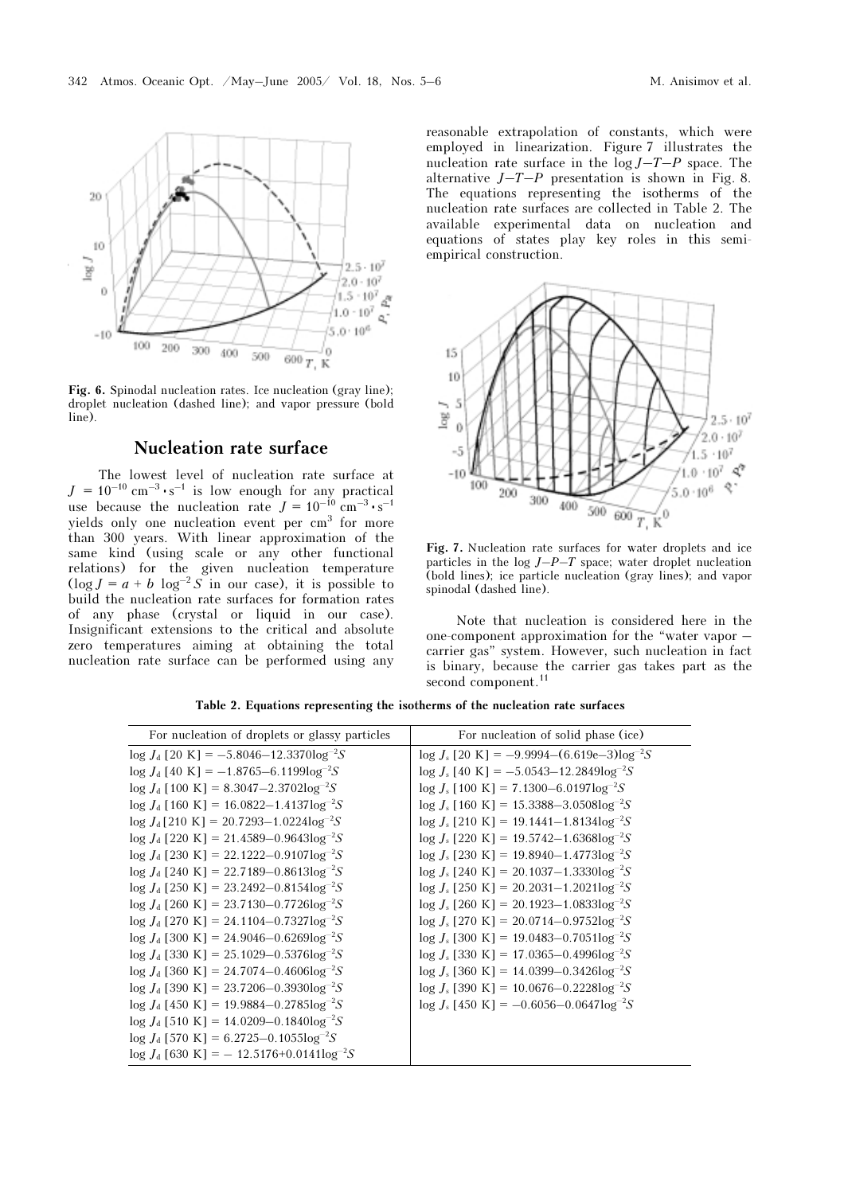Fig. 6. Spinodal nucleation rates. Ice nucleation (gray line); droplet nucleation (dashed line); and vapor pressure (bold line).

## Nucleation rate surface

The lowest level of nucleation rate surface at $J = 10^{-10}$ cm$^{-3} \cdot$s$^{-1}$ is low enough for any practical use because the nucleation rate $J = 10^{-10}$ cm$^{-3} \cdot$s$^{-1}$ yields only one nucleation event per cm$^3$ for more than 300 years. With linear approximation of the same kind (using scale or any other functional relations) for the given nucleation temperature ($\log J = a + b \log^{-2} S$ in our case), it is possible to build the nucleation rate surfaces for formation rates of any phase (crystal or liquid in our case). Insignificant extensions to the critical and absolute zero temperatures aiming at obtaining the total nucleation rate surface can be performed using any reasonable extrapolation of constants, which were employed in linearization. Figure 7 illustrates the nucleation rate surface in the $\log J$–$T$–$P$ space. The alternative $J$–$T$–$P$ presentation is shown in Fig. 8. The equations representing the isotherms of the nucleation rate surfaces are collected in Table 2. The available experimental data on nucleation and equations of states play key roles in this semi-empirical construction.

Fig. 7. Nucleation rate surfaces for water droplets and ice particles in the $\log J$–$P$–$T$ space; water droplet nucleation (bold lines); ice particle nucleation (gray lines); and vapor spinodal (dashed line).

Note that nucleation is considered here in the one-component approximation for the "water vapor – carrier gas" system. However, such nucleation in fact is binary, because the carrier gas takes part as the second component.[11]

**Table 2. Equations representing the isotherms of the nucleation rate surfaces**

| For nucleation of droplets or glassy particles | For nucleation of solid phase (ice) |
|---|---|
| $\log J_d$ [20 K] = −5.8046−12.3370$\log^{-2}S$ | $\log J_s$ [20 K] = −9.9994−(6.619e−3)$\log^{-2}S$ |
| $\log J_d$ [40 K] = −1.8765−6.1199$\log^{-2}S$ | $\log J_s$ [40 K] = −5.0543−12.2849$\log^{-2}S$ |
| $\log J_d$ [100 K] = 8.3047−2.3702$\log^{-2}S$ | $\log J_s$ [100 K] = 7.1300−6.0197$\log^{-2}S$ |
| $\log J_d$ [160 K] = 16.0822−1.4137$\log^{-2}S$ | $\log J_s$ [160 K] = 15.3388−3.0508$\log^{-2}S$ |
| $\log J_d$ [210 K] = 20.7293−1.0224$\log^{-2}S$ | $\log J_s$ [210 K] = 19.1441−1.8134$\log^{-2}S$ |
| $\log J_d$ [220 K] = 21.4589−0.9643$\log^{-2}S$ | $\log J_s$ [220 K] = 19.5742−1.6368$\log^{-2}S$ |
| $\log J_d$ [230 K] = 22.1222−0.9107$\log^{-2}S$ | $\log J_s$ [230 K] = 19.8940−1.4773$\log^{-2}S$ |
| $\log J_d$ [240 K] = 22.7189−0.8613$\log^{-2}S$ | $\log J_s$ [240 K] = 20.1037−1.3330$\log^{-2}S$ |
| $\log J_d$ [250 K] = 23.2492−0.8154$\log^{-2}S$ | $\log J_s$ [250 K] = 20.2031−1.2021$\log^{-2}S$ |
| $\log J_d$ [260 K] = 23.7130−0.7726$\log^{-2}S$ | $\log J_s$ [260 K] = 20.1923−1.0833$\log^{-2}S$ |
| $\log J_d$ [270 K] = 24.1104−0.7327$\log^{-2}S$ | $\log J_s$ [270 K] = 20.0714−0.9752$\log^{-2}S$ |
| $\log J_d$ [300 K] = 24.9046−0.6269$\log^{-2}S$ | $\log J_s$ [300 K] = 19.0483−0.7051$\log^{-2}S$ |
| $\log J_d$ [330 K] = 25.1029−0.5376$\log^{-2}S$ | $\log J_s$ [330 K] = 17.0365−0.4996$\log^{-2}S$ |
| $\log J_d$ [360 K] = 24.7074−0.4606$\log^{-2}S$ | $\log J_s$ [360 K] = 14.0399−0.3426$\log^{-2}S$ |
| $\log J_d$ [390 K] = 23.7206−0.3930$\log^{-2}S$ | $\log J_s$ [390 K] = 10.0676−0.2228$\log^{-2}S$ |
| $\log J_d$ [450 K] = 19.9884−0.2785$\log^{-2}S$ | $\log J_s$ [450 K] = −0.6056−0.0647$\log^{-2}S$ |
| $\log J_d$ [510 K] = 14.0209−0.1840$\log^{-2}S$ | |
| $\log J_d$ [570 K] = 6.2725−0.1055$\log^{-2}S$ | |
| $\log J_d$ [630 K] = − 12.5176+0.0141$\log^{-2}S$ | |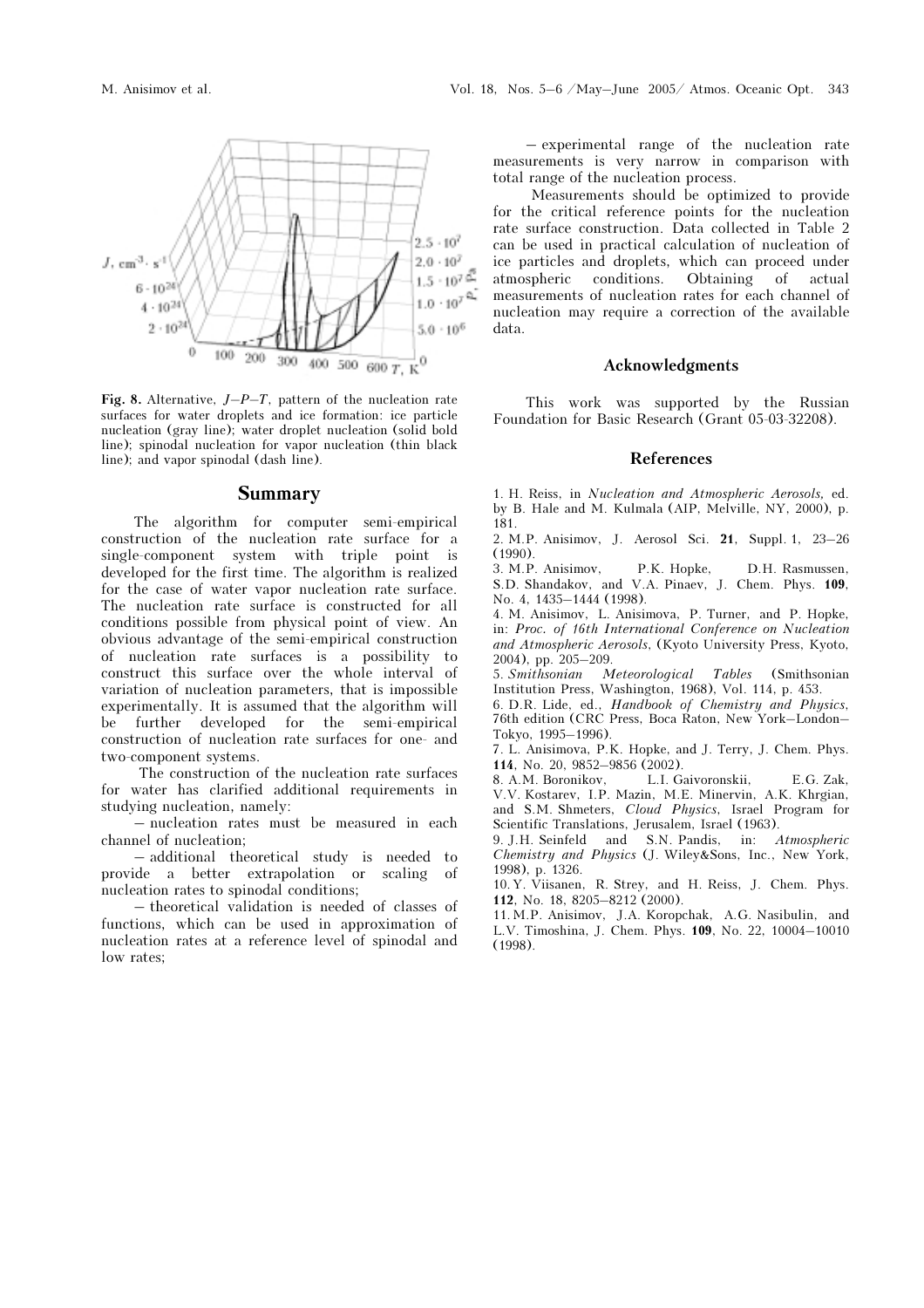$J$, cm$^{-3}$ · s$^{-1}$

$6 \cdot 10^{24}$

$4 \cdot 10^{24}$

$2 \cdot 10^{24}$

0 100 200 300 400 500 600 $T$, K

$2.5 \cdot 10^{7}$

$2.0 \cdot 10^{7}$

$1.5 \cdot 10^{7}$

$1.0 \cdot 10^{7}$

$5.0 \cdot 10^{6}$

0

$P$, Pa

**Fig. 8.** Alternative, $J$–$P$–$T$, pattern of the nucleation rate surfaces for water droplets and ice formation: ice particle nucleation (gray line); water droplet nucleation (solid bold line); spinodal nucleation for vapor nucleation (thin black line); and vapor spinodal (dash line).

## Summary

The algorithm for computer semi-empirical construction of the nucleation rate surface for a single-component system with triple point is developed for the first time. The algorithm is realized for the case of water vapor nucleation rate surface. The nucleation rate surface is constructed for all conditions possible from physical point of view. An obvious advantage of the semi-empirical construction of nucleation rate surfaces is a possibility to construct this surface over the whole interval of variation of nucleation parameters, that is impossible experimentally. It is assumed that the algorithm will be further developed for the semi-empirical construction of nucleation rate surfaces for one- and two-component systems.

The construction of the nucleation rate surfaces for water has clarified additional requirements in studying nucleation, namely:

– nucleation rates must be measured in each channel of nucleation;

– additional theoretical study is needed to provide a better extrapolation or scaling of nucleation rates to spinodal conditions;

– theoretical validation is needed of classes of functions, which can be used in approximation of nucleation rates at a reference level of spinodal and low rates;

– experimental range of the nucleation rate measurements is very narrow in comparison with total range of the nucleation process.

Measurements should be optimized to provide for the critical reference points for the nucleation rate surface construction. Data collected in Table 2 can be used in practical calculation of nucleation of ice particles and droplets, which can proceed under atmospheric conditions. Obtaining of actual measurements of nucleation rates for each channel of nucleation may require a correction of the available data.

## Acknowledgments

This work was supported by the Russian Foundation for Basic Research (Grant 05-03-32208).

## References

1. H. Reiss, in *Nucleation and Atmospheric Aerosols,* ed. by B. Hale and M. Kulmala (AIP, Melville, NY, 2000), p. 181.
2. M.P. Anisimov, J. Aerosol Sci. **21**, Suppl. 1, 23–26 (1990).
3. M.P. Anisimov, P.K. Hopke, D.H. Rasmussen, S.D. Shandakov, and V.A. Pinaev, J. Chem. Phys. **109**, No. 4, 1435–1444 (1998).
4. M. Anisimov, L. Anisimova, P. Turner, and P. Hopke, in: *Proc. of 16th International Conference on Nucleation and Atmospheric Aerosols*, (Kyoto University Press, Kyoto, 2004), pp. 205–209.
5. *Smithsonian Meteorological Tables* (Smithsonian Institution Press, Washington, 1968), Vol. 114, p. 453.
6. D.R. Lide, ed., *Handbook of Chemistry and Physics*, 76th edition (CRC Press, Boca Raton, New York–London–Tokyo, 1995–1996).
7. L. Anisimova, P.K. Hopke, and J. Terry, J. Chem. Phys. **114**, No. 20, 9852–9856 (2002).
8. A.M. Boronikov, L.I. Gaivoronskii, E.G. Zak, V.V. Kostarev, I.P. Mazin, M.E. Minervin, A.K. Khrgian, and S.M. Shmeters, *Cloud Physics*, Israel Program for Scientific Translations, Jerusalem, Israel (1963).
9. J.H. Seinfeld and S.N. Pandis, in: *Atmospheric Chemistry and Physics* (J. Wiley&Sons, Inc., New York, 1998), p. 1326.
10. Y. Viisanen, R. Strey, and H. Reiss, J. Chem. Phys. **112**, No. 18, 8205–8212 (2000).
11. M.P. Anisimov, J.A. Koropchak, A.G. Nasibulin, and L.V. Timoshina, J. Chem. Phys. **109**, No. 22, 10004–10010 (1998).